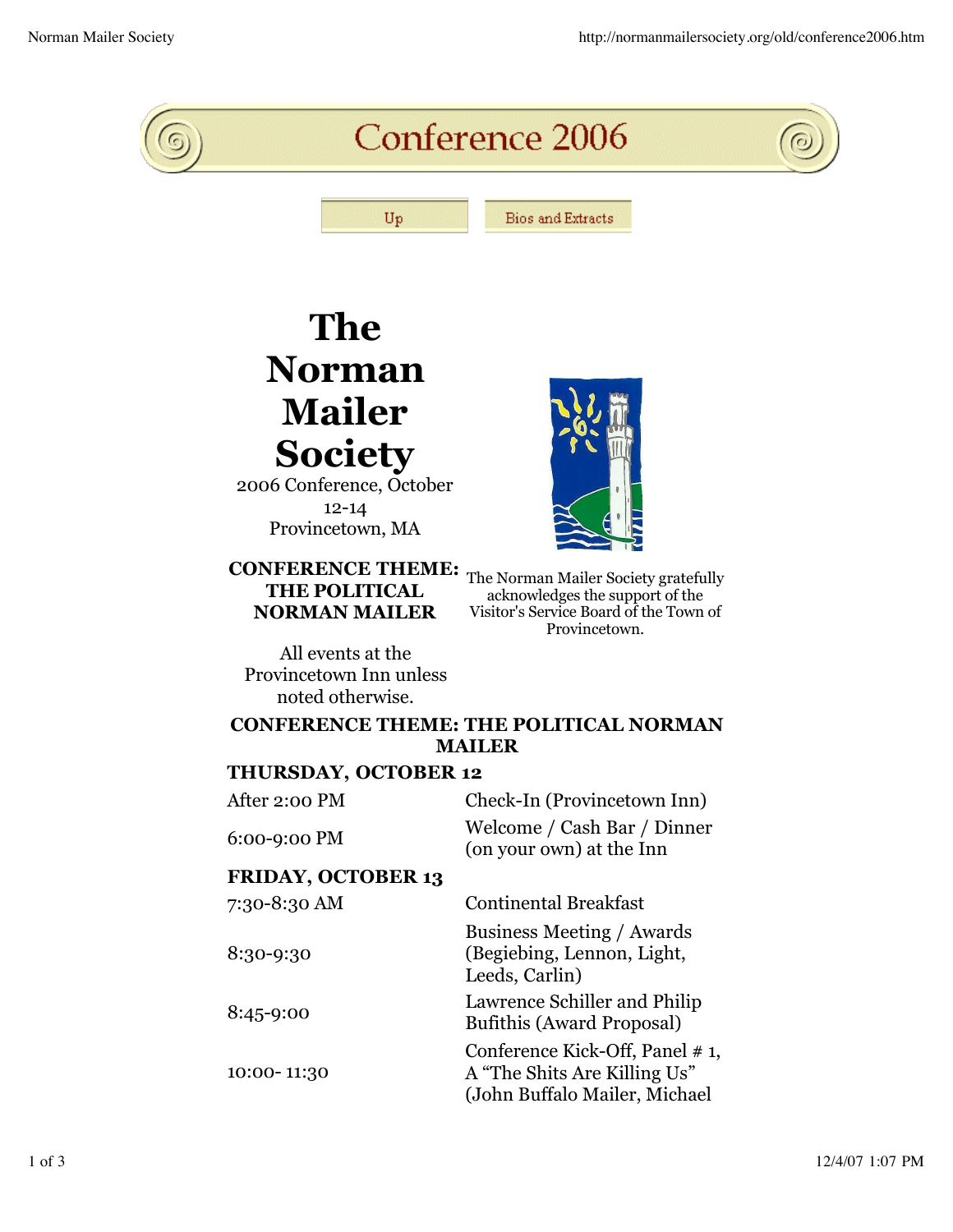# Conference 2006

Up | Bios and Extracts

# The Norman Mailer Society

2006 Conference, October 12-14
Provincetown, MA

**CONFERENCE THEME: THE POLITICAL NORMAN MAILER**

The Norman Mailer Society gratefully acknowledges the support of the Visitor's Service Board of the Town of Provincetown.

All events at the Provincetown Inn unless noted otherwise.

**CONFERENCE THEME: THE POLITICAL NORMAN MAILER**

**THURSDAY, OCTOBER 12**

| | |
|---|---|
| After 2:00 PM | Check-In (Provincetown Inn) |
| 6:00-9:00 PM | Welcome / Cash Bar / Dinner (on your own) at the Inn |

**FRIDAY, OCTOBER 13**

| | |
|---|---|
| 7:30-8:30 AM | Continental Breakfast |
| 8:30-9:30 | Business Meeting / Awards (Begiebing, Lennon, Light, Leeds, Carlin) |
| 8:45-9:00 | Lawrence Schiller and Philip Bufithis (Award Proposal) |
| 10:00- 11:30 | Conference Kick-Off, Panel # 1, A "The Shits Are Killing Us" (John Buffalo Mailer, Michael |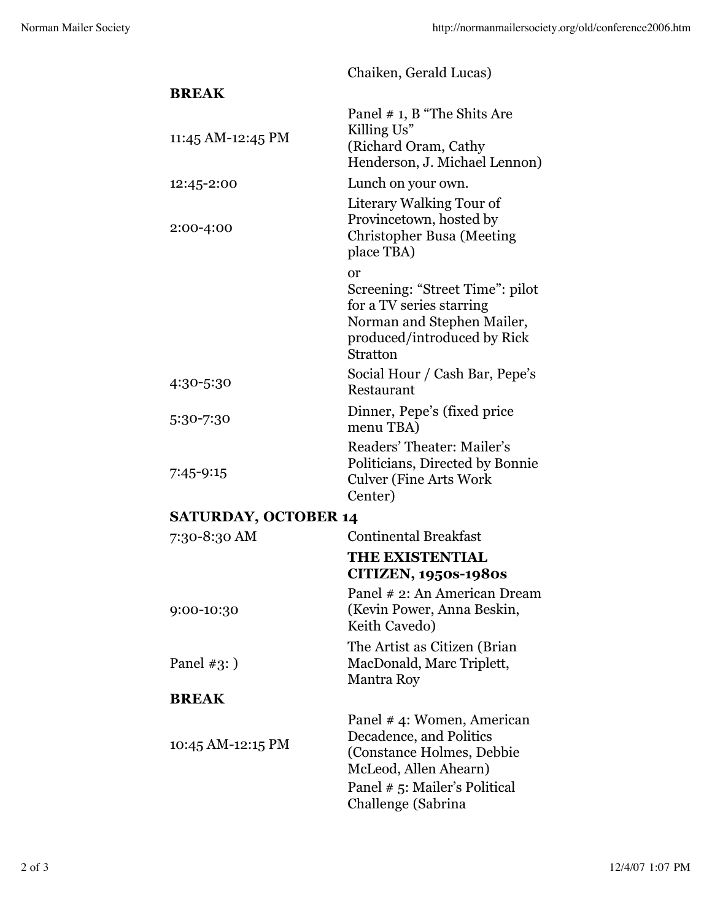| | |
|---|---|
| | Chaiken, Gerald Lucas) |
| **BREAK** | |
| 11:45 AM-12:45 PM | Panel # 1, B "The Shits Are Killing Us" (Richard Oram, Cathy Henderson, J. Michael Lennon) |
| 12:45-2:00 | Lunch on your own. |
| 2:00-4:00 | Literary Walking Tour of Provincetown, hosted by Christopher Busa (Meeting place TBA) |
| | or<br>Screening: "Street Time": pilot for a TV series starring Norman and Stephen Mailer, produced/introduced by Rick Stratton |
| 4:30-5:30 | Social Hour / Cash Bar, Pepe's Restaurant |
| 5:30-7:30 | Dinner, Pepe's (fixed price menu TBA) |
| 7:45-9:15 | Readers' Theater: Mailer's Politicians, Directed by Bonnie Culver (Fine Arts Work Center) |
| **SATURDAY, OCTOBER 14** | |
| 7:30-8:30 AM | Continental Breakfast |
| | **THE EXISTENTIAL CITIZEN, 1950s-1980s** |
| 9:00-10:30 | Panel # 2: An American Dream (Kevin Power, Anna Beskin, Keith Cavedo) |
| Panel #3: ) | The Artist as Citizen (Brian MacDonald, Marc Triplett, Mantra Roy |
| **BREAK** | |
| 10:45 AM-12:15 PM | Panel # 4: Women, American Decadence, and Politics (Constance Holmes, Debbie McLeod, Allen Ahearn) |
| | Panel # 5: Mailer's Political Challenge (Sabrina |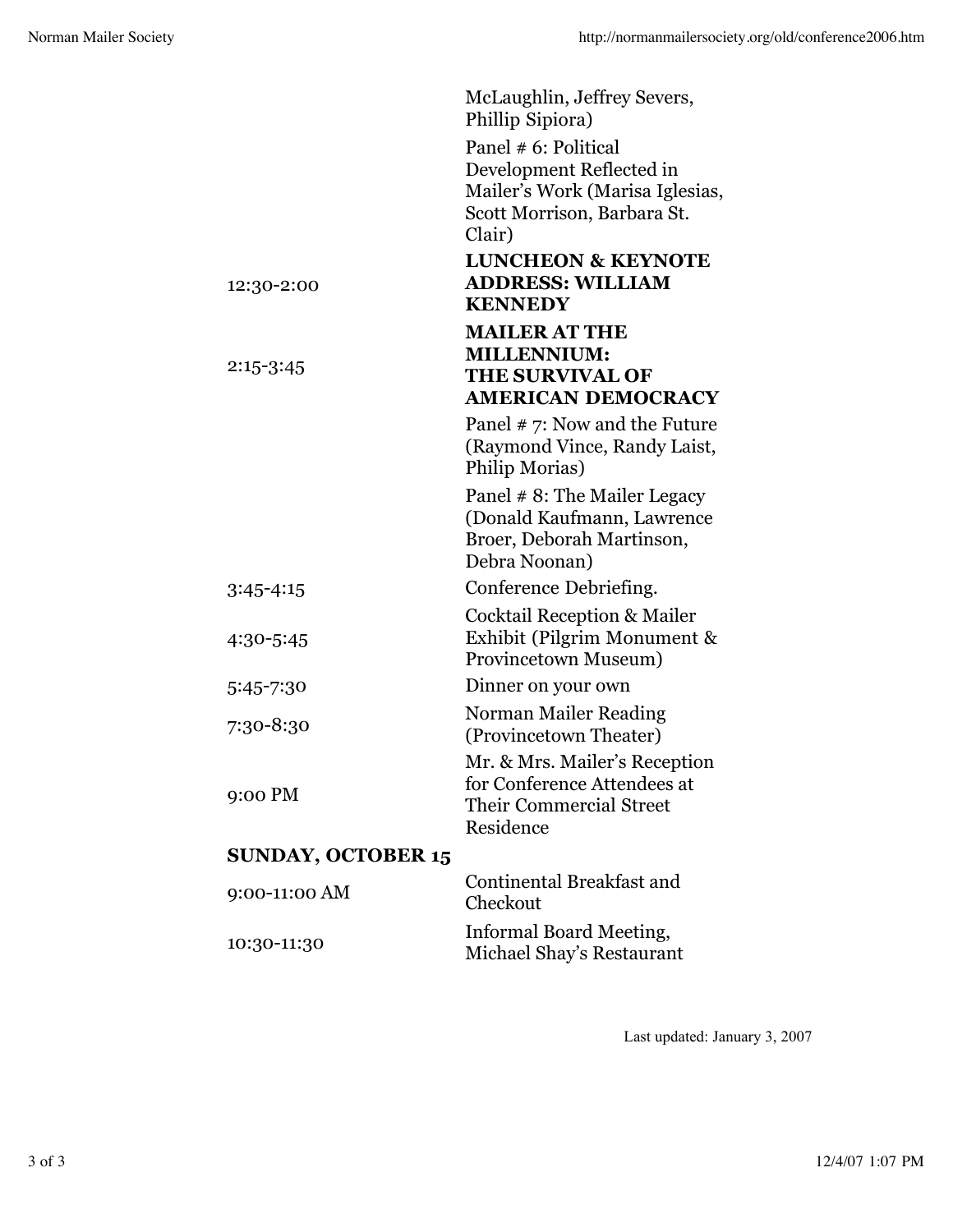| | |
|---|---|
| | McLaughlin, Jeffrey Severs, Phillip Sipiora) |
| | Panel # 6: Political Development Reflected in Mailer's Work (Marisa Iglesias, Scott Morrison, Barbara St. Clair) |
| 12:30-2:00 | **LUNCHEON & KEYNOTE ADDRESS: WILLIAM KENNEDY** |
| 2:15-3:45 | **MAILER AT THE MILLENNIUM: THE SURVIVAL OF AMERICAN DEMOCRACY** |
| | Panel # 7: Now and the Future (Raymond Vince, Randy Laist, Philip Morias) |
| | Panel # 8: The Mailer Legacy (Donald Kaufmann, Lawrence Broer, Deborah Martinson, Debra Noonan) |
| 3:45-4:15 | Conference Debriefing. |
| 4:30-5:45 | Cocktail Reception & Mailer Exhibit (Pilgrim Monument & Provincetown Museum) |
| 5:45-7:30 | Dinner on your own |
| 7:30-8:30 | Norman Mailer Reading (Provincetown Theater) |
| 9:00 PM | Mr. & Mrs. Mailer's Reception for Conference Attendees at Their Commercial Street Residence |
| **SUNDAY, OCTOBER 15** | |
| 9:00-11:00 AM | Continental Breakfast and Checkout |
| 10:30-11:30 | Informal Board Meeting, Michael Shay's Restaurant |

Last updated: January 3, 2007